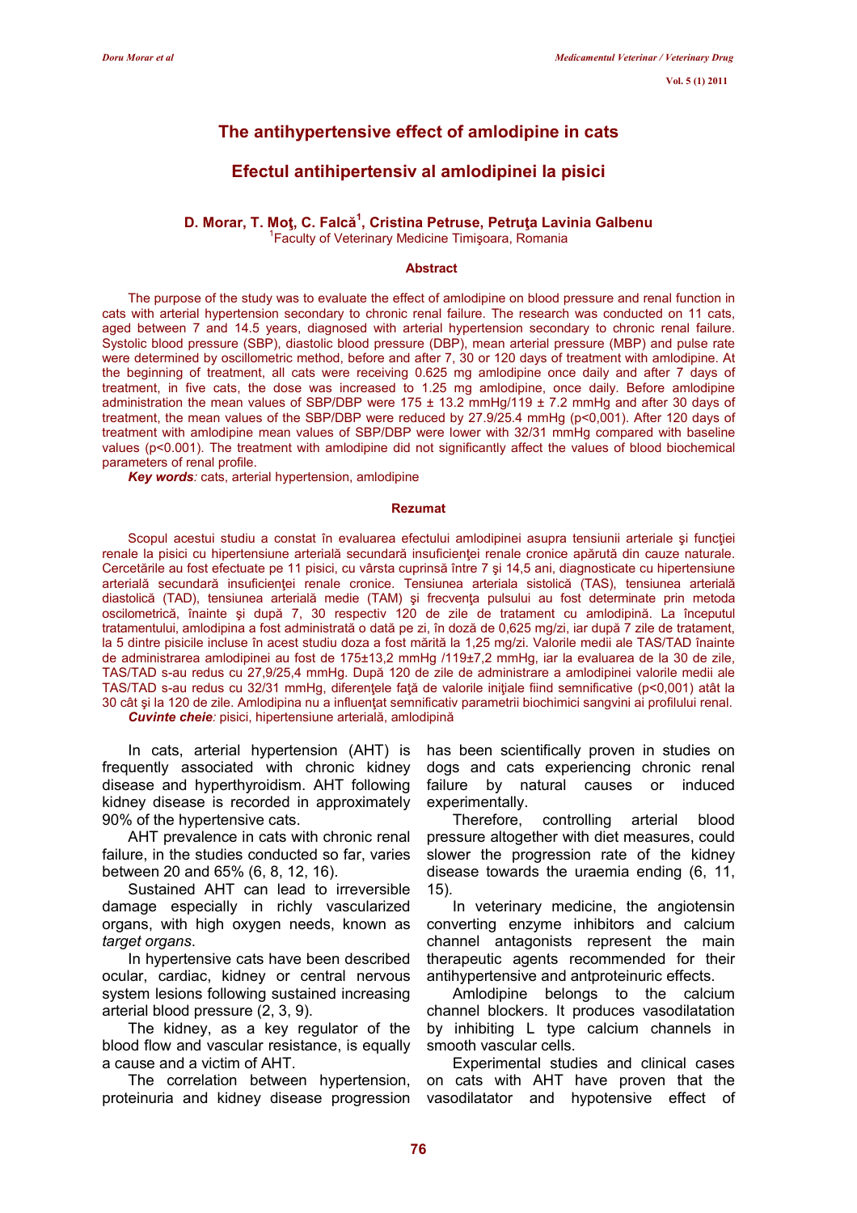# The antihypertensive effect of amlodipine in cats

# Efectul antihipertensiv al amlodipinei la pisici

**D. Morar, T. Moţ, C. Falcă[1], Cristina Petruse, Petruţa Lavinia Galbenu**

[1]Faculty of Veterinary Medicine Timişoara, Romania

### Abstract

The purpose of the study was to evaluate the effect of amlodipine on blood pressure and renal function in cats with arterial hypertension secondary to chronic renal failure. The research was conducted on 11 cats, aged between 7 and 14.5 years, diagnosed with arterial hypertension secondary to chronic renal failure. Systolic blood pressure (SBP), diastolic blood pressure (DBP), mean arterial pressure (MBP) and pulse rate were determined by oscillometric method, before and after 7, 30 or 120 days of treatment with amlodipine. At the beginning of treatment, all cats were receiving 0.625 mg amlodipine once daily and after 7 days of treatment, in five cats, the dose was increased to 1.25 mg amlodipine, once daily. Before amlodipine administration the mean values of SBP/DBP were 175 ± 13.2 mmHg/119 ± 7.2 mmHg and after 30 days of treatment, the mean values of the SBP/DBP were reduced by 27.9/25.4 mmHg (p<0,001). After 120 days of treatment with amlodipine mean values of SBP/DBP were lower with 32/31 mmHg compared with baseline values (p<0.001). The treatment with amlodipine did not significantly affect the values of blood biochemical parameters of renal profile.

***Key words**:* cats, arterial hypertension, amlodipine

### Rezumat

Scopul acestui studiu a constat în evaluarea efectului amlodipinei asupra tensiunii arteriale şi funcţiei renale la pisici cu hipertensiune arterială secundară insuficienţei renale cronice apărută din cauze naturale. Cercetările au fost efectuate pe 11 pisici, cu vârsta cuprinsă între 7 şi 14,5 ani, diagnosticate cu hipertensiune arterială secundară insuficienţei renale cronice. Tensiunea arteriala sistolică (TAS), tensiunea arterială diastolică (TAD), tensiunea arterială medie (TAM) şi frecvenţa pulsului au fost determinate prin metoda oscilometrică, înainte şi după 7, 30 respectiv 120 de zile de tratament cu amlodipină. La începutul tratamentului, amlodipina a fost administrată o dată pe zi, în doză de 0,625 mg/zi, iar după 7 zile de tratament, la 5 dintre pisicile incluse în acest studiu doza a fost mărită la 1,25 mg/zi. Valorile medii ale TAS/TAD înainte de administrarea amlodipinei au fost de 175±13,2 mmHg /119±7,2 mmHg, iar la evaluarea de la 30 de zile, TAS/TAD s-au redus cu 27,9/25,4 mmHg. După 120 de zile de administrare a amlodipinei valorile medii ale TAS/TAD s-au redus cu 32/31 mmHg, diferenţele faţă de valorile iniţiale fiind semnificative (p<0,001) atât la 30 cât şi la 120 de zile. Amlodipina nu a influenţat semnificativ parametrii biochimici sangvini ai profilului renal.

***Cuvinte cheie**:* pisici, hipertensiune arterială, amlodipină

In cats, arterial hypertension (AHT) is frequently associated with chronic kidney disease and hyperthyroidism. AHT following kidney disease is recorded in approximately 90% of the hypertensive cats.

AHT prevalence in cats with chronic renal failure, in the studies conducted so far, varies between 20 and 65% (6, 8, 12, 16).

Sustained AHT can lead to irreversible damage especially in richly vascularized organs, with high oxygen needs, known as *target organs*.

In hypertensive cats have been described ocular, cardiac, kidney or central nervous system lesions following sustained increasing arterial blood pressure (2, 3, 9).

The kidney, as a key regulator of the blood flow and vascular resistance, is equally a cause and a victim of AHT.

The correlation between hypertension, proteinuria and kidney disease progression has been scientifically proven in studies on dogs and cats experiencing chronic renal failure by natural causes or induced experimentally.

Therefore, controlling arterial blood pressure altogether with diet measures, could slower the progression rate of the kidney disease towards the uraemia ending (6, 11, 15).

In veterinary medicine, the angiotensin converting enzyme inhibitors and calcium channel antagonists represent the main therapeutic agents recommended for their antihypertensive and antproteinuric effects.

Amlodipine belongs to the calcium channel blockers. It produces vasodilatation by inhibiting L type calcium channels in smooth vascular cells.

Experimental studies and clinical cases on cats with AHT have proven that the vasodilatator and hypotensive effect of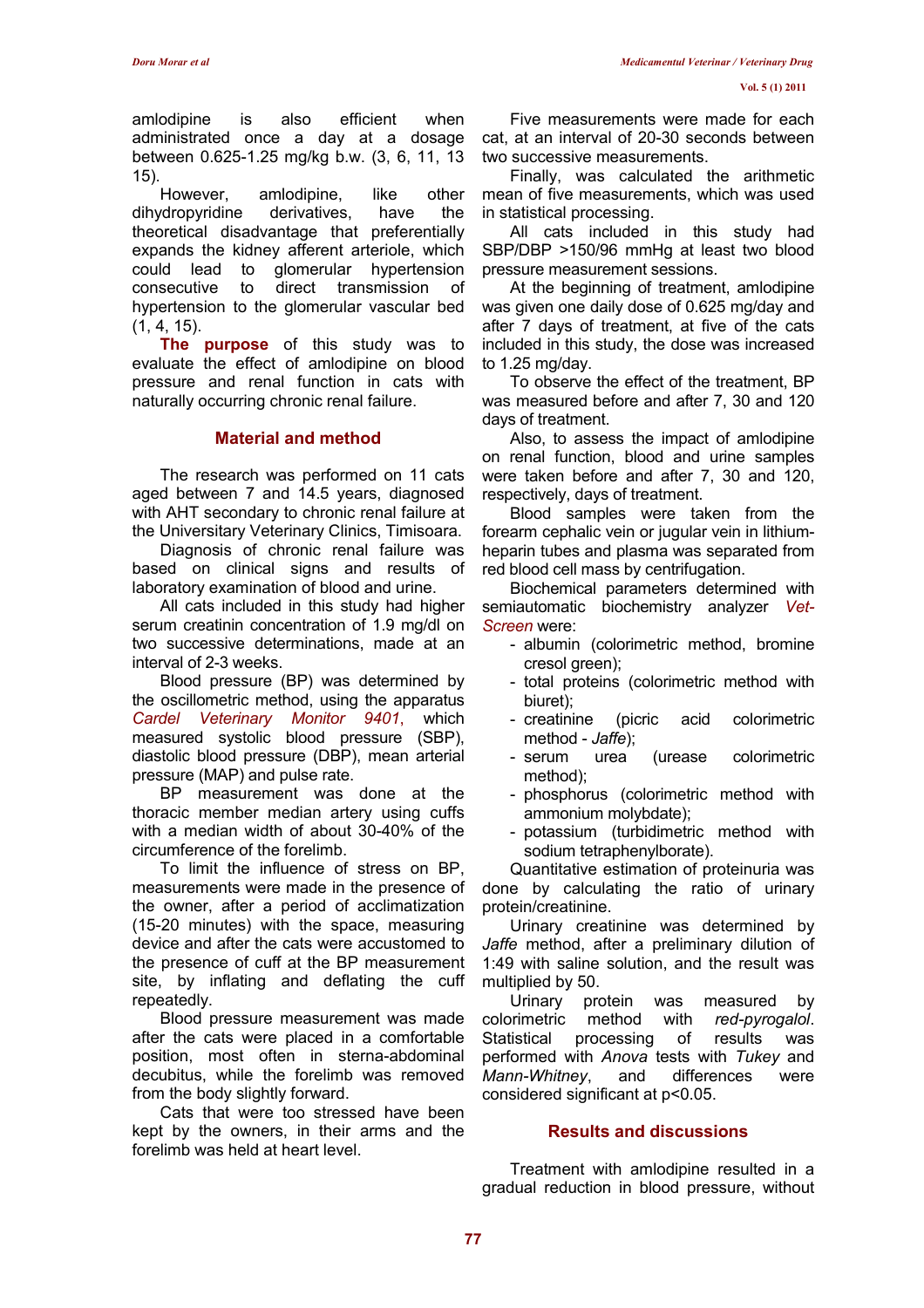amlodipine is also efficient when administrated once a day at a dosage between 0.625-1.25 mg/kg b.w. (3, 6, 11, 13 15).

However, amlodipine, like other dihydropyridine derivatives, have the theoretical disadvantage that preferentially expands the kidney afferent arteriole, which could lead to glomerular hypertension consecutive to direct transmission of hypertension to the glomerular vascular bed (1, 4, 15).

**The purpose** of this study was to evaluate the effect of amlodipine on blood pressure and renal function in cats with naturally occurring chronic renal failure.

## Material and method

The research was performed on 11 cats aged between 7 and 14.5 years, diagnosed with AHT secondary to chronic renal failure at the University Veterinary Clinics, Timisoara.

Diagnosis of chronic renal failure was based on clinical signs and results of laboratory examination of blood and urine.

All cats included in this study had higher serum creatinin concentration of 1.9 mg/dl on two successive determinations, made at an interval of 2-3 weeks.

Blood pressure (BP) was determined by the oscillometric method, using the apparatus *Cardel Veterinary Monitor 9401*, which measured systolic blood pressure (SBP), diastolic blood pressure (DBP), mean arterial pressure (MAP) and pulse rate.

BP measurement was done at the thoracic member median artery using cuffs with a median width of about 30-40% of the circumference of the forelimb.

To limit the influence of stress on BP, measurements were made in the presence of the owner, after a period of acclimatization (15-20 minutes) with the space, measuring device and after the cats were accustomed to the presence of cuff at the BP measurement site, by inflating and deflating the cuff repeatedly.

Blood pressure measurement was made after the cats were placed in a comfortable position, most often in sterna-abdominal decubitus, while the forelimb was removed from the body slightly forward.

Cats that were too stressed have been kept by the owners, in their arms and the forelimb was held at heart level.

Five measurements were made for each cat, at an interval of 20-30 seconds between two successive measurements.

Finally, was calculated the arithmetic mean of five measurements, which was used in statistical processing.

All cats included in this study had SBP/DBP >150/96 mmHg at least two blood pressure measurement sessions.

At the beginning of treatment, amlodipine was given one daily dose of 0.625 mg/day and after 7 days of treatment, at five of the cats included in this study, the dose was increased to 1.25 mg/day.

To observe the effect of the treatment, BP was measured before and after 7, 30 and 120 days of treatment.

Also, to assess the impact of amlodipine on renal function, blood and urine samples were taken before and after 7, 30 and 120, respectively, days of treatment.

Blood samples were taken from the forearm cephalic vein or jugular vein in lithium-heparin tubes and plasma was separated from red blood cell mass by centrifugation.

Biochemical parameters determined with semiautomatic biochemistry analyzer *Vet-Screen* were:

- albumin (colorimetric method, bromine cresol green);
- total proteins (colorimetric method with biuret);
- creatinine (picric acid colorimetric method - *Jaffe*);
- serum urea (urease colorimetric method);
- phosphorus (colorimetric method with ammonium molybdate);
- potassium (turbidimetric method with sodium tetraphenylborate).

Quantitative estimation of proteinuria was done by calculating the ratio of urinary protein/creatinine.

Urinary creatinine was determined by *Jaffe* method, after a preliminary dilution of 1:49 with saline solution, and the result was multiplied by 50.

Urinary protein was measured by colorimetric method with *red-pyrogalol*. Statistical processing of results was performed with *Anova* tests with *Tukey* and *Mann-Whitney*, and differences were considered significant at $p<0.05$.

## Results and discussions

Treatment with amlodipine resulted in a gradual reduction in blood pressure, without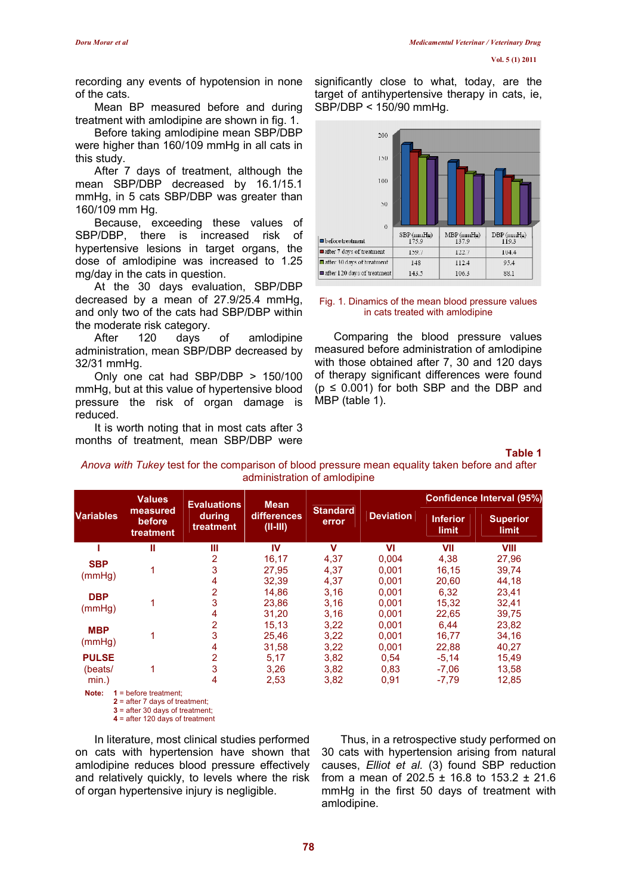recording any events of hypotension in none of the cats.

Mean BP measured before and during treatment with amlodipine are shown in fig. 1.

Before taking amlodipine mean SBP/DBP were higher than 160/109 mmHg in all cats in this study.

After 7 days of treatment, although the mean SBP/DBP decreased by 16.1/15.1 mmHg, in 5 cats SBP/DBP was greater than 160/109 mm Hg.

Because, exceeding these values of SBP/DBP, there is increased risk of hypertensive lesions in target organs, the dose of amlodipine was increased to 1.25 mg/day in the cats in question.

At the 30 days evaluation, SBP/DBP decreased by a mean of 27.9/25.4 mmHg, and only two of the cats had SBP/DBP within the moderate risk category.

After 120 days of amlodipine administration, mean SBP/DBP decreased by 32/31 mmHg.

Only one cat had SBP/DBP > 150/100 mmHg, but at this value of hypertensive blood pressure the risk of organ damage is reduced.

It is worth noting that in most cats after 3 months of treatment, mean SBP/DBP were significantly close to what, today, are the target of antihypertensive therapy in cats, ie, SBP/DBP < 150/90 mmHg.

| | SBP (mmHg) | MBP (mmHg) | DBP (mmHg) |
|---|---|---|---|
| before treatment | 175.9 | 137.9 | 119.3 |
| after 7 days of treatment | 159.7 | 122.7 | 104.4 |
| after 30 days of treatment | 148 | 112.4 | 95.4 |
| after 120 days of treatment | 143.5 | 106.3 | 88.1 |

Fig. 1. Dynamics of the mean blood pressure values in cats treated with amlodipine

Comparing the blood pressure values measured before administration of amlodipine with those obtained after 7, 30 and 120 days of therapy significant differences were found ($p \leq 0.001$) for both SBP and the DBP and MBP (table 1).

**Table 1**

*Anova with Tukey* test for the comparison of blood pressure mean equality taken before and after administration of amlodipine

| Variables | Values measured before treatment | Evaluations during treatment | Mean differences (II-III) | Standard error | Deviation | Confidence Interval (95%) | |
|---|---|---|---|---|---|---|---|
| | | | | | | Inferior limit | Superior limit |
| I | II | III | IV | V | VI | VII | VIII |
| **SBP** (mmHg) | 1 | 2 | 16,17 | 4,37 | 0,004 | 4,38 | 27,96 |
| | | 3 | 27,95 | 4,37 | 0,001 | 16,15 | 39,74 |
| | | 4 | 32,39 | 4,37 | 0,001 | 20,60 | 44,18 |
| **DBP** (mmHg) | 1 | 2 | 14,86 | 3,16 | 0,001 | 6,32 | 23,41 |
| | | 3 | 23,86 | 3,16 | 0,001 | 15,32 | 32,41 |
| | | 4 | 31,20 | 3,16 | 0,001 | 22,65 | 39,75 |
| **MBP** (mmHg) | 1 | 2 | 15,13 | 3,22 | 0,001 | 6,44 | 23,82 |
| | | 3 | 25,46 | 3,22 | 0,001 | 16,77 | 34,16 |
| | | 4 | 31,58 | 3,22 | 0,001 | 22,88 | 40,27 |
| **PULSE** (beats/ min.) | 1 | 2 | 5,17 | 3,82 | 0,54 | -5,14 | 15,49 |
| | | 3 | 3,26 | 3,82 | 0,83 | -7,06 | 13,58 |
| | | 4 | 2,53 | 3,82 | 0,91 | -7,79 | 12,85 |

**Note:** **1** = before treatment; **2** = after 7 days of treatment; **3** = after 30 days of treatment; **4** = after 120 days of treatment

In literature, most clinical studies performed on cats with hypertension have shown that amlodipine reduces blood pressure effectively and relatively quickly, to levels where the risk of organ hypertensive injury is negligible.

Thus, in a retrospective study performed on 30 cats with hypertension arising from natural causes, *Elliot et al.* (3) found SBP reduction from a mean of 202.5 ± 16.8 to 153.2 ± 21.6 mmHg in the first 50 days of treatment with amlodipine.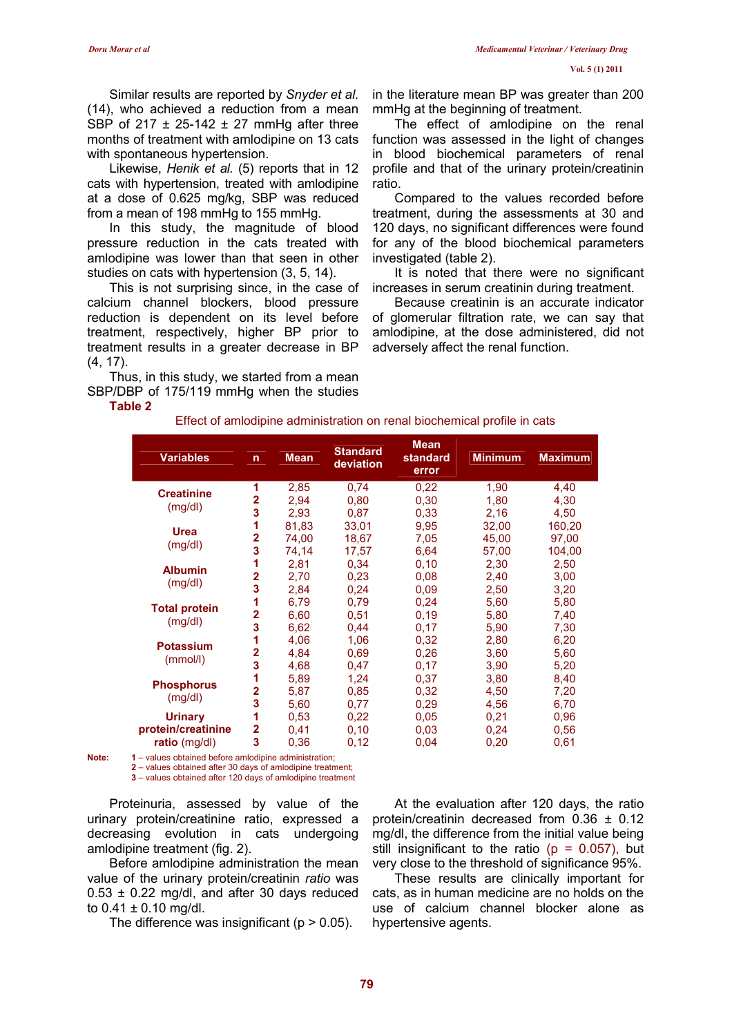Similar results are reported by *Snyder et al.* (14), who achieved a reduction from a mean SBP of 217 ± 25-142 ± 27 mmHg after three months of treatment with amlodipine on 13 cats with spontaneous hypertension.

Likewise, *Henik et al.* (5) reports that in 12 cats with hypertension, treated with amlodipine at a dose of 0.625 mg/kg, SBP was reduced from a mean of 198 mmHg to 155 mmHg.

In this study, the magnitude of blood pressure reduction in the cats treated with amlodipine was lower than that seen in other studies on cats with hypertension (3, 5, 14).

This is not surprising since, in the case of calcium channel blockers, blood pressure reduction is dependent on its level before treatment, respectively, higher BP prior to treatment results in a greater decrease in BP (4, 17).

Thus, in this study, we started from a mean SBP/DBP of 175/119 mmHg when the studies in the literature mean BP was greater than 200 mmHg at the beginning of treatment.

The effect of amlodipine on the renal function was assessed in the light of changes in blood biochemical parameters of renal profile and that of the urinary protein/creatinin ratio.

Compared to the values recorded before treatment, during the assessments at 30 and 120 days, no significant differences were found for any of the blood biochemical parameters investigated (table 2).

It is noted that there were no significant increases in serum creatinin during treatment.

Because creatinin is an accurate indicator of glomerular filtration rate, we can say that amlodipine, at the dose administered, did not adversely affect the renal function.

**Table 2**

Effect of amlodipine administration on renal biochemical profile in cats

| Variables | n | Mean | Standard deviation | Mean standard error | Minimum | Maximum |
|---|---|---|---|---|---|---|
| **Creatinine** (mg/dl) | 1 | 2,85 | 0,74 | 0,22 | 1,90 | 4,40 |
| | 2 | 2,94 | 0,80 | 0,30 | 1,80 | 4,30 |
| | 3 | 2,93 | 0,87 | 0,33 | 2,16 | 4,50 |
| **Urea** (mg/dl) | 1 | 81,83 | 33,01 | 9,95 | 32,00 | 160,20 |
| | 2 | 74,00 | 18,67 | 7,05 | 45,00 | 97,00 |
| | 3 | 74,14 | 17,57 | 6,64 | 57,00 | 104,00 |
| **Albumin** (mg/dl) | 1 | 2,81 | 0,34 | 0,10 | 2,30 | 2,50 |
| | 2 | 2,70 | 0,23 | 0,08 | 2,40 | 3,00 |
| | 3 | 2,84 | 0,24 | 0,09 | 2,50 | 3,20 |
| **Total protein** (mg/dl) | 1 | 6,79 | 0,79 | 0,24 | 5,60 | 5,80 |
| | 2 | 6,60 | 0,51 | 0,19 | 5,80 | 7,40 |
| | 3 | 6,62 | 0,44 | 0,17 | 5,90 | 7,30 |
| **Potassium** (mmol/l) | 1 | 4,06 | 1,06 | 0,32 | 2,80 | 6,20 |
| | 2 | 4,84 | 0,69 | 0,26 | 3,60 | 5,60 |
| | 3 | 4,68 | 0,47 | 0,17 | 3,90 | 5,20 |
| **Phosphorus** (mg/dl) | 1 | 5,89 | 1,24 | 0,37 | 3,80 | 8,40 |
| | 2 | 5,87 | 0,85 | 0,32 | 4,50 | 7,20 |
| | 3 | 5,60 | 0,77 | 0,29 | 4,56 | 6,70 |
| **Urinary protein/creatinine ratio** (mg/dl) | 1 | 0,53 | 0,22 | 0,05 | 0,21 | 0,96 |
| | 2 | 0,41 | 0,10 | 0,03 | 0,24 | 0,56 |
| | 3 | 0,36 | 0,12 | 0,04 | 0,20 | 0,61 |

**Note:** **1** – values obtained before amlodipine administration; **2** – values obtained after 30 days of amlodipine treatment; **3** – values obtained after 120 days of amlodipine treatment

Proteinuria, assessed by value of the urinary protein/creatinine ratio, expressed a decreasing evolution in cats undergoing amlodipine treatment (fig. 2).

Before amlodipine administration the mean value of the urinary protein/creatinin *ratio* was 0.53 ± 0.22 mg/dl, and after 30 days reduced to 0.41 ± 0.10 mg/dl.

The difference was insignificant ($p > 0.05$).

At the evaluation after 120 days, the ratio protein/creatinin decreased from 0.36 ± 0.12 mg/dl, the difference from the initial value being still insignificant to the ratio ($p = 0.057$), but very close to the threshold of significance 95%.

These results are clinically important for cats, as in human medicine are no holds on the use of calcium channel blocker alone as hypertensive agents.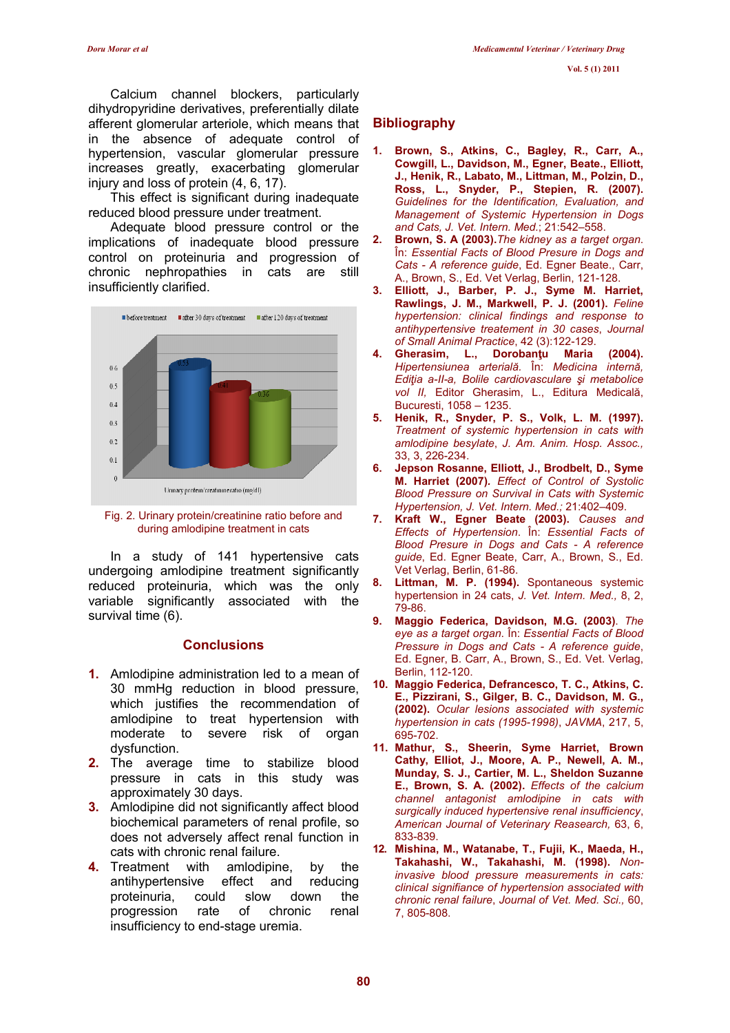Calcium channel blockers, particularly dihydropyridine derivatives, preferentially dilate afferent glomerular arteriole, which means that in the absence of adequate control of hypertension, vascular glomerular pressure increases greatly, exacerbating glomerular injury and loss of protein (4, 6, 17).

This effect is significant during inadequate reduced blood pressure under treatment.

Adequate blood pressure control or the implications of inadequate blood pressure control on proteinuria and progression of chronic nephropathies in cats are still insufficiently clarified.

Fig. 2. Urinary protein/creatinine ratio before and during amlodipine treatment in cats

In a study of 141 hypertensive cats undergoing amlodipine treatment significantly reduced proteinuria, which was the only variable significantly associated with the survival time (6).

## Conclusions

1. Amlodipine administration led to a mean of 30 mmHg reduction in blood pressure, which justifies the recommendation of amlodipine to treat hypertension with moderate to severe risk of organ dysfunction.
2. The average time to stabilize blood pressure in cats in this study was approximately 30 days.
3. Amlodipine did not significantly affect blood biochemical parameters of renal profile, so does not adversely affect renal function in cats with chronic renal failure.
4. Treatment with amlodipine, by the antihypertensive effect and reducing proteinuria, could slow down the progression rate of chronic renal insufficiency to end-stage uremia.

## Bibliography

1. **Brown, S., Atkins, C., Bagley, R., Carr, A., Cowgill, L., Davidson, M., Egner, Beate., Elliott, J., Henik, R., Labato, M., Littman, M., Polzin, D., Ross, L., Snyder, P., Stepien, R. (2007).** *Guidelines for the Identification, Evaluation, and Management of Systemic Hypertension in Dogs and Cats, J. Vet. Intern. Med.*; 21:542–558.
2. **Brown, S. A (2003).** *The kidney as a target organ.* În: *Essential Facts of Blood Presure in Dogs and Cats - A reference guide*, Ed. Egner Beate., Carr, A., Brown, S., Ed. Vet Verlag, Berlin, 121-128.
3. **Elliott, J., Barber, P. J., Syme M. Harriet, Rawlings, J. M., Markwell, P. J. (2001).** *Feline hypertension: clinical findings and response to antihypertensive treatment in 30 cases, Journal of Small Animal Practice*, 42 (3):122-129.
4. **Gherasim, L., Dorobanţu Maria (2004).** *Hipertensiunea arterială.* În: *Medicina internă, Ediţia a-II-a, Bolile cardiovasculare şi metabolice vol II*, Editor Gherasim, L., Editura Medicală, Bucureşti, 1058 – 1235.
5. **Henik, R., Snyder, P. S., Volk, L. M. (1997).** *Treatment of systemic hypertension in cats with amlodipine besylate, J. Am. Anim. Hosp. Assoc.*, 33, 3, 226-234.
6. **Jepson Rosanne, Elliott, J., Brodbelt, D., Syme M. Harriet (2007).** *Effect of Control of Systolic Blood Pressure on Survival in Cats with Systemic Hypertension, J. Vet. Intern. Med.*; 21:402–409.
7. **Kraft W., Egner Beate (2003).** *Causes and Effects of Hypertension.* În: *Essential Facts of Blood Presure in Dogs and Cats - A reference guide*, Ed. Egner Beate, Carr, A., Brown, S., Ed. Vet Verlag, Berlin, 61-86.
8. **Littman, M. P. (1994).** Spontaneous systemic hypertension in 24 cats, *J. Vet. Intern. Med.*, 8, 2, 79-86.
9. **Maggio Federica, Davidson, M.G. (2003)**. *The eye as a target organ.* În: *Essential Facts of Blood Pressure in Dogs and Cats - A reference guide*, Ed. Egner, B. Carr, A., Brown, S., Ed. Vet. Verlag, Berlin, 112-120.
10. **Maggio Federica, Defrancesco, T. C., Atkins, C. E., Pizzirani, S., Gilger, B. C., Davidson, M. G., (2002).** *Ocular lesions associated with systemic hypertension in cats (1995-1998)*, *JAVMA*, 217, 5, 695-702.
11. **Mathur, S., Sheerin, Syme Harriet, Brown Cathy, Elliot, J., Moore, A. P., Newell, A. M., Munday, S. J., Cartier, M. L., Sheldon Suzanne E., Brown, S. A. (2002).** *Effects of the calcium channel antagonist amlodipine in cats with surgically induced hypertensive renal insufficiency, American Journal of Veterinary Reasearch,* 63, 6, 833-839.
12. **Mishina, M., Watanabe, T., Fujii, K., Maeda, H., Takahashi, W., Takahashi, M. (1998).** *Non-invasive blood pressure measurements in cats: clinical significance of hypertension associated with chronic renal failure, Journal of Vet. Med. Sci.*, 60, 7, 805-808.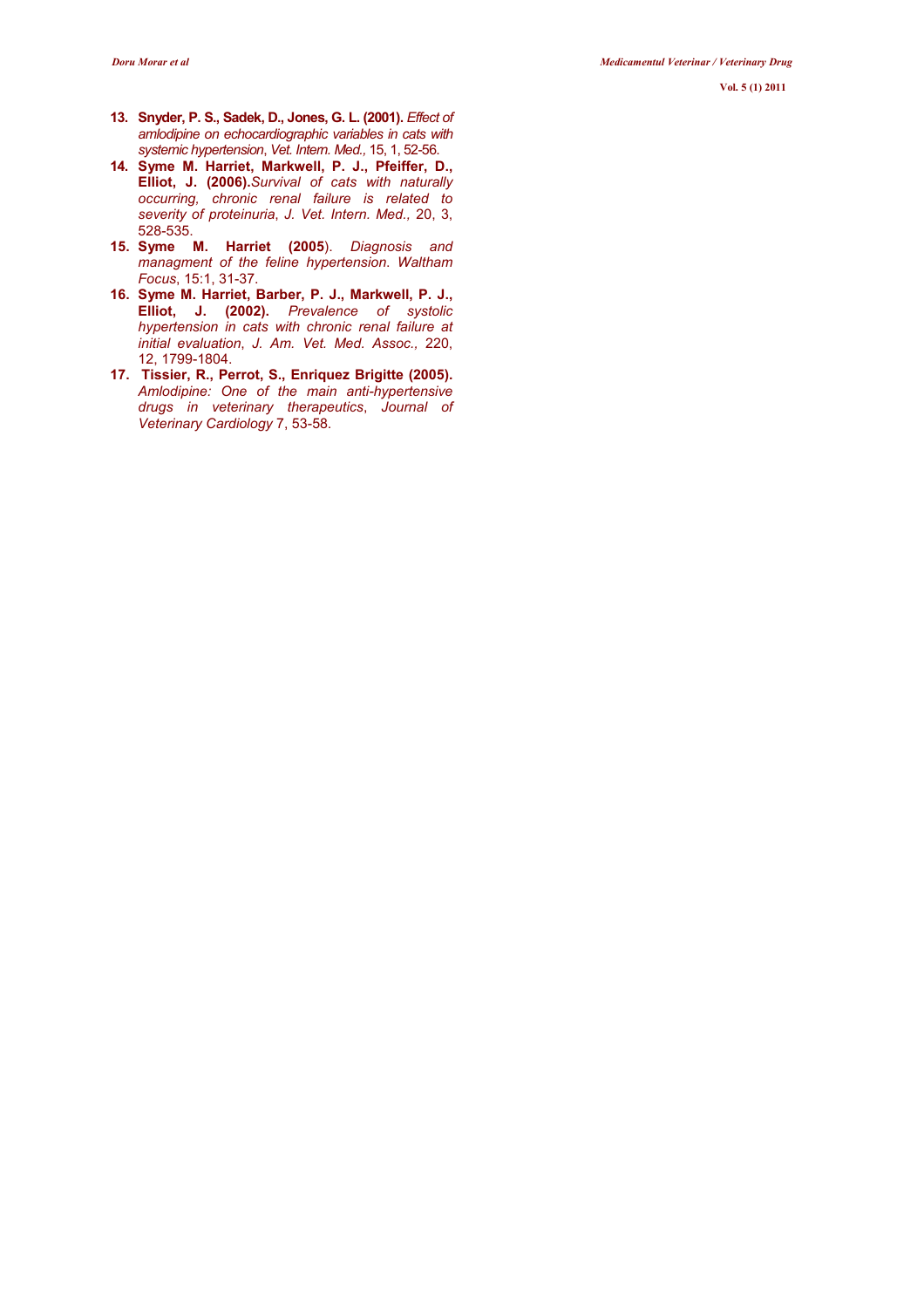13. **Snyder, P. S., Sadek, D., Jones, G. L. (2001).** *Effect of amlodipine on echocardiographic variables in cats with systemic hypertension*, *Vet. Intern. Med.,* 15, 1, 52-56.
14. **Syme M. Harriet, Markwell, P. J., Pfeiffer, D., Elliot, J. (2006).** *Survival of cats with naturally occurring, chronic renal failure is related to severity of proteinuria*, *J. Vet. Intern. Med.,* 20, 3, 528-535.
15. **Syme M. Harriet (2005**). *Diagnosis and managment of the feline hypertension*. *Waltham Focus*, 15:1, 31-37.
16. **Syme M. Harriet, Barber, P. J., Markwell, P. J., Elliot, J. (2002).** *Prevalence of systolic hypertension in cats with chronic renal failure at initial evaluation*, *J. Am. Vet. Med. Assoc.,* 220, 12, 1799-1804.
17. **Tissier, R., Perrot, S., Enriquez Brigitte (2005).** *Amlodipine: One of the main anti-hypertensive drugs in veterinary therapeutics*, *Journal of Veterinary Cardiology* 7, 53-58.